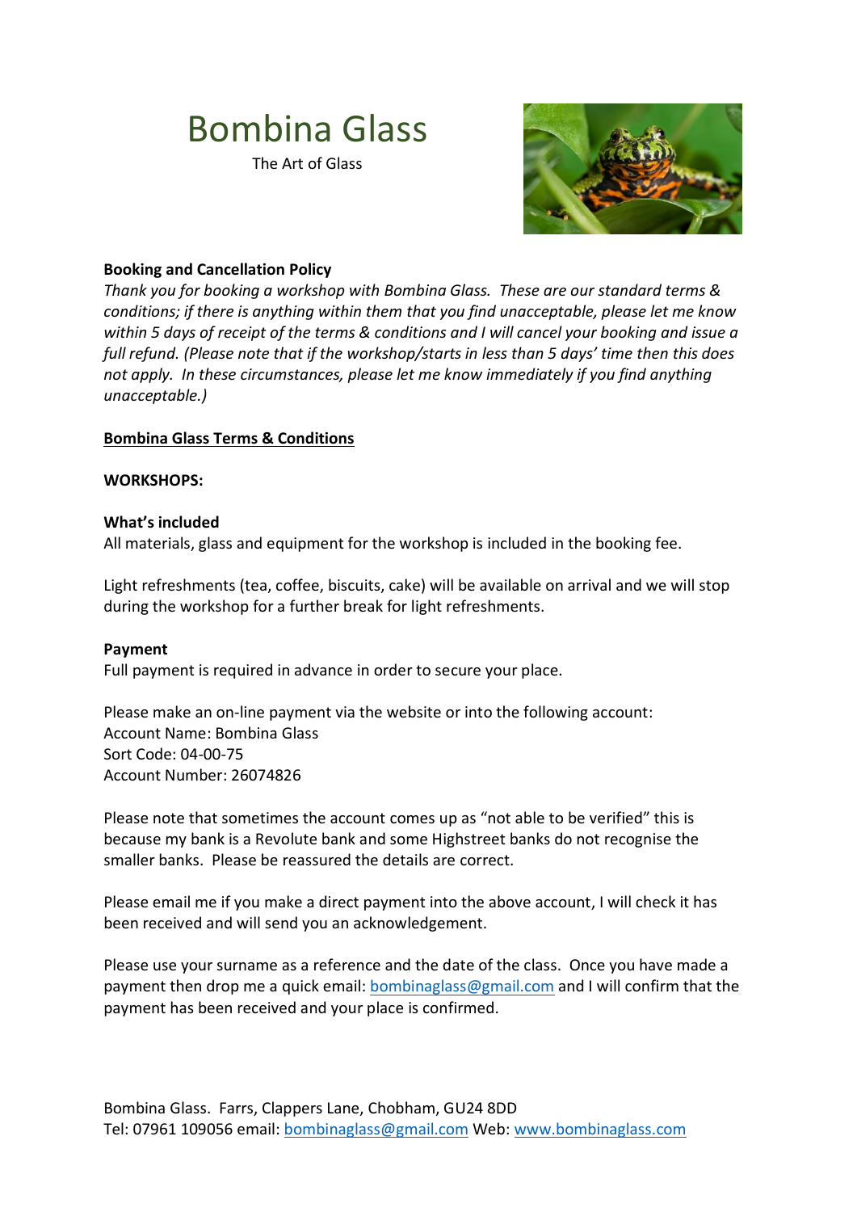# Bombina Glass

The Art of Glass

**Booking and Cancellation Policy**

*Thank you for booking a workshop with Bombina Glass. These are our standard terms & conditions; if there is anything within them that you find unacceptable, please let me know within 5 days of receipt of the terms & conditions and I will cancel your booking and issue a full refund. (Please note that if the workshop/starts in less than 5 days' time then this does not apply. In these circumstances, please let me know immediately if you find anything unacceptable.)*

## Bombina Glass Terms & Conditions

**WORKSHOPS:**

**What's included**

All materials, glass and equipment for the workshop is included in the booking fee.

Light refreshments (tea, coffee, biscuits, cake) will be available on arrival and we will stop during the workshop for a further break for light refreshments.

**Payment**

Full payment is required in advance in order to secure your place.

Please make an on-line payment via the website or into the following account:
Account Name: Bombina Glass
Sort Code: 04-00-75
Account Number: 26074826

Please note that sometimes the account comes up as "not able to be verified" this is because my bank is a Revolute bank and some Highstreet banks do not recognise the smaller banks. Please be reassured the details are correct.

Please email me if you make a direct payment into the above account, I will check it has been received and will send you an acknowledgement.

Please use your surname as a reference and the date of the class. Once you have made a payment then drop me a quick email: bombinaglass@gmail.com and I will confirm that the payment has been received and your place is confirmed.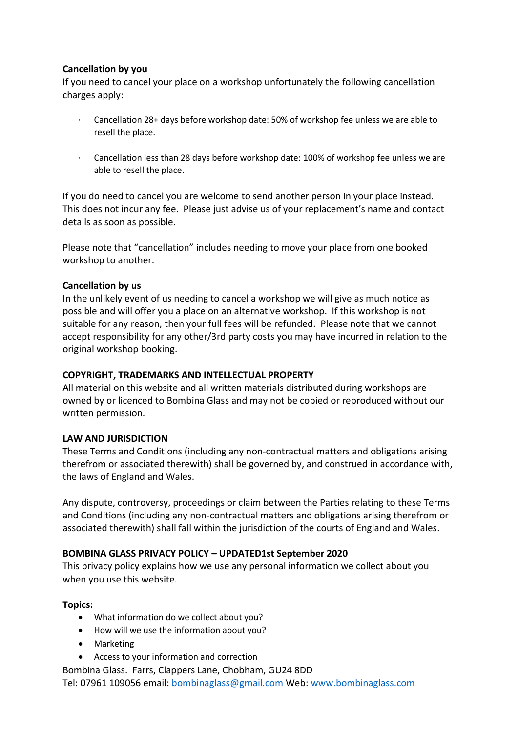**Cancellation by you**

If you need to cancel your place on a workshop unfortunately the following cancellation charges apply:

- Cancellation 28+ days before workshop date: 50% of workshop fee unless we are able to resell the place.
- Cancellation less than 28 days before workshop date: 100% of workshop fee unless we are able to resell the place.

If you do need to cancel you are welcome to send another person in your place instead. This does not incur any fee. Please just advise us of your replacement's name and contact details as soon as possible.

Please note that "cancellation" includes needing to move your place from one booked workshop to another.

**Cancellation by us**

In the unlikely event of us needing to cancel a workshop we will give as much notice as possible and will offer you a place on an alternative workshop. If this workshop is not suitable for any reason, then your full fees will be refunded. Please note that we cannot accept responsibility for any other/3rd party costs you may have incurred in relation to the original workshop booking.

**COPYRIGHT, TRADEMARKS AND INTELLECTUAL PROPERTY**

All material on this website and all written materials distributed during workshops are owned by or licenced to Bombina Glass and may not be copied or reproduced without our written permission.

**LAW AND JURISDICTION**

These Terms and Conditions (including any non-contractual matters and obligations arising therefrom or associated therewith) shall be governed by, and construed in accordance with, the laws of England and Wales.

Any dispute, controversy, proceedings or claim between the Parties relating to these Terms and Conditions (including any non-contractual matters and obligations arising therefrom or associated therewith) shall fall within the jurisdiction of the courts of England and Wales.

**BOMBINA GLASS PRIVACY POLICY – UPDATED1st September 2020**

This privacy policy explains how we use any personal information we collect about you when you use this website.

**Topics:**

- What information do we collect about you?
- How will we use the information about you?
- Marketing
- Access to your information and correction

Bombina Glass. Farrs, Clappers Lane, Chobham, GU24 8DD
Tel: 07961 109056 email: bombinaglass@gmail.com Web: www.bombinaglass.com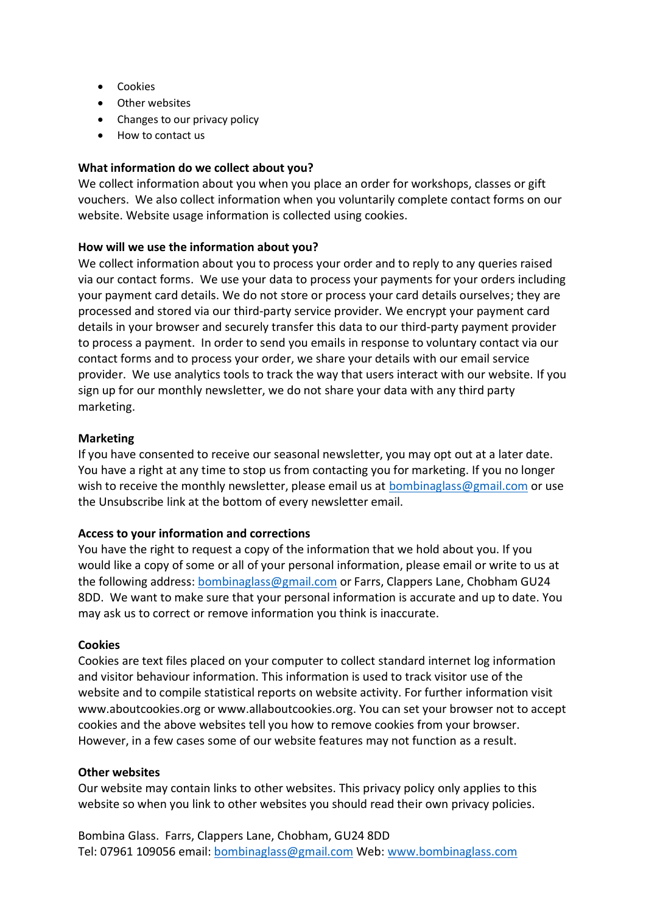- Cookies
- Other websites
- Changes to our privacy policy
- How to contact us

**What information do we collect about you?**

We collect information about you when you place an order for workshops, classes or gift vouchers. We also collect information when you voluntarily complete contact forms on our website. Website usage information is collected using cookies.

**How will we use the information about you?**

We collect information about you to process your order and to reply to any queries raised via our contact forms. We use your data to process your payments for your orders including your payment card details. We do not store or process your card details ourselves; they are processed and stored via our third-party service provider. We encrypt your payment card details in your browser and securely transfer this data to our third-party payment provider to process a payment. In order to send you emails in response to voluntary contact via our contact forms and to process your order, we share your details with our email service provider. We use analytics tools to track the way that users interact with our website. If you sign up for our monthly newsletter, we do not share your data with any third party marketing.

**Marketing**

If you have consented to receive our seasonal newsletter, you may opt out at a later date. You have a right at any time to stop us from contacting you for marketing. If you no longer wish to receive the monthly newsletter, please email us at bombinaglass@gmail.com or use the Unsubscribe link at the bottom of every newsletter email.

**Access to your information and corrections**

You have the right to request a copy of the information that we hold about you. If you would like a copy of some or all of your personal information, please email or write to us at the following address: bombinaglass@gmail.com or Farrs, Clappers Lane, Chobham GU24 8DD. We want to make sure that your personal information is accurate and up to date. You may ask us to correct or remove information you think is inaccurate.

**Cookies**

Cookies are text files placed on your computer to collect standard internet log information and visitor behaviour information. This information is used to track visitor use of the website and to compile statistical reports on website activity. For further information visit www.aboutcookies.org or www.allaboutcookies.org. You can set your browser not to accept cookies and the above websites tell you how to remove cookies from your browser. However, in a few cases some of our website features may not function as a result.

**Other websites**

Our website may contain links to other websites. This privacy policy only applies to this website so when you link to other websites you should read their own privacy policies.

Bombina Glass. Farrs, Clappers Lane, Chobham, GU24 8DD
Tel: 07961 109056 email: bombinaglass@gmail.com Web: www.bombinaglass.com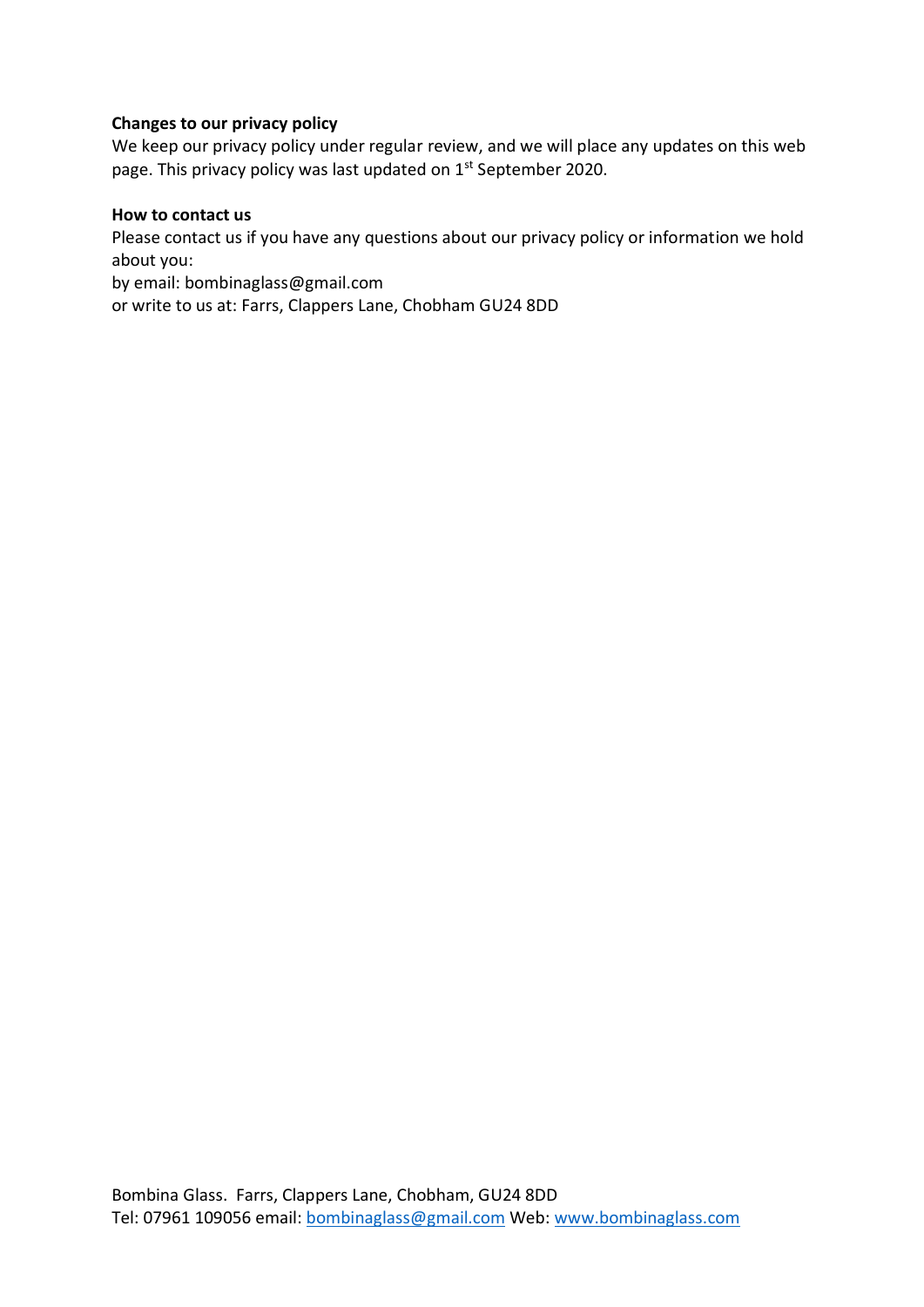**Changes to our privacy policy**

We keep our privacy policy under regular review, and we will place any updates on this web page. This privacy policy was last updated on 1st September 2020.

**How to contact us**

Please contact us if you have any questions about our privacy policy or information we hold about you:

by email: bombinaglass@gmail.com

or write to us at: Farrs, Clappers Lane, Chobham GU24 8DD